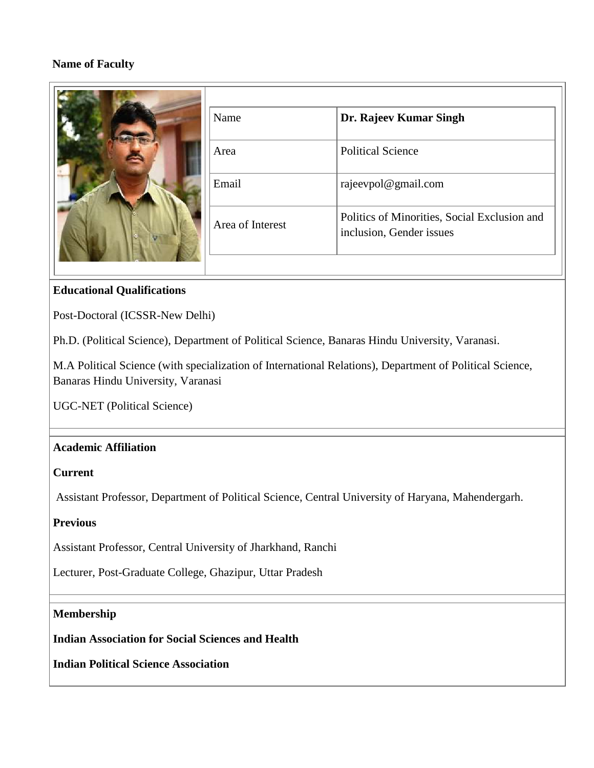**Name of Faculty**

| Name | **Dr. Rajeev Kumar Singh** |
| --- | --- |
| Area | Political Science |
| Email | rajeevpol@gmail.com |
| Area of Interest | Politics of Minorities, Social Exclusion and inclusion, Gender issues |

**Educational Qualifications**

Post-Doctoral (ICSSR-New Delhi)

Ph.D. (Political Science), Department of Political Science, Banaras Hindu University, Varanasi.

M.A Political Science (with specialization of International Relations), Department of Political Science, Banaras Hindu University, Varanasi

UGC-NET (Political Science)

**Academic Affiliation**

**Current**

Assistant Professor, Department of Political Science, Central University of Haryana, Mahendergarh.

**Previous**

Assistant Professor, Central University of Jharkhand, Ranchi

Lecturer, Post-Graduate College, Ghazipur, Uttar Pradesh

**Membership**

**Indian Association for Social Sciences and Health**

**Indian Political Science Association**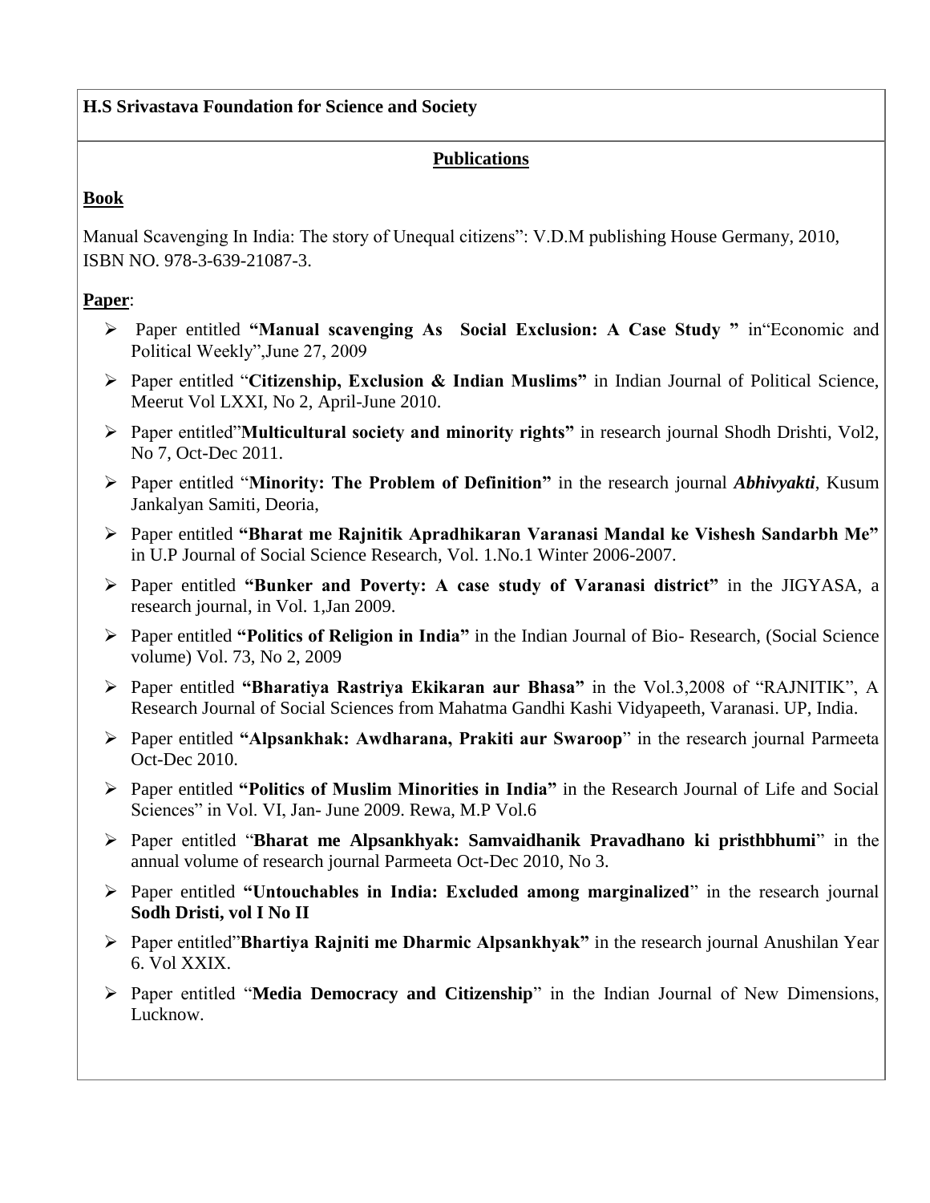**H.S Srivastava Foundation for Science and Society**

## Publications

### Book

Manual Scavenging In India: The story of Unequal citizens": V.D.M publishing House Germany, 2010, ISBN NO. 978-3-639-21087-3.

### Paper:

- Paper entitled **"Manual scavenging As Social Exclusion: A Case Study "** in"Economic and Political Weekly",June 27, 2009
- Paper entitled "**Citizenship, Exclusion & Indian Muslims"** in Indian Journal of Political Science, Meerut Vol LXXI, No 2, April-June 2010.
- Paper entitled"**Multicultural society and minority rights"** in research journal Shodh Drishti, Vol2, No 7, Oct-Dec 2011.
- Paper entitled "**Minority: The Problem of Definition"** in the research journal ***Abhivyakti***, Kusum Jankalyan Samiti, Deoria,
- Paper entitled **"Bharat me Rajnitik Apradhikaran Varanasi Mandal ke Vishesh Sandarbh Me"** in U.P Journal of Social Science Research, Vol. 1.No.1 Winter 2006-2007.
- Paper entitled **"Bunker and Poverty: A case study of Varanasi district"** in the JIGYASA, a research journal, in Vol. 1,Jan 2009.
- Paper entitled **"Politics of Religion in India"** in the Indian Journal of Bio- Research, (Social Science volume) Vol. 73, No 2, 2009
- Paper entitled **"Bharatiya Rastriya Ekikaran aur Bhasa"** in the Vol.3,2008 of "RAJNITIK", A Research Journal of Social Sciences from Mahatma Gandhi Kashi Vidyapeeth, Varanasi. UP, India.
- Paper entitled **"Alpsankhak: Awdharana, Prakiti aur Swaroop**" in the research journal Parmeeta Oct-Dec 2010.
- Paper entitled **"Politics of Muslim Minorities in India"** in the Research Journal of Life and Social Sciences" in Vol. VI, Jan- June 2009. Rewa, M.P Vol.6
- Paper entitled "**Bharat me Alpsankhyak: Samvaidhanik Pravadhano ki pristhbhumi**" in the annual volume of research journal Parmeeta Oct-Dec 2010, No 3.
- Paper entitled **"Untouchables in India: Excluded among marginalized**" in the research journal **Sodh Dristi, vol I No II**
- Paper entitled"**Bhartiya Rajniti me Dharmic Alpsankhyak"** in the research journal Anushilan Year 6. Vol XXIX.
- Paper entitled "**Media Democracy and Citizenship**" in the Indian Journal of New Dimensions, Lucknow.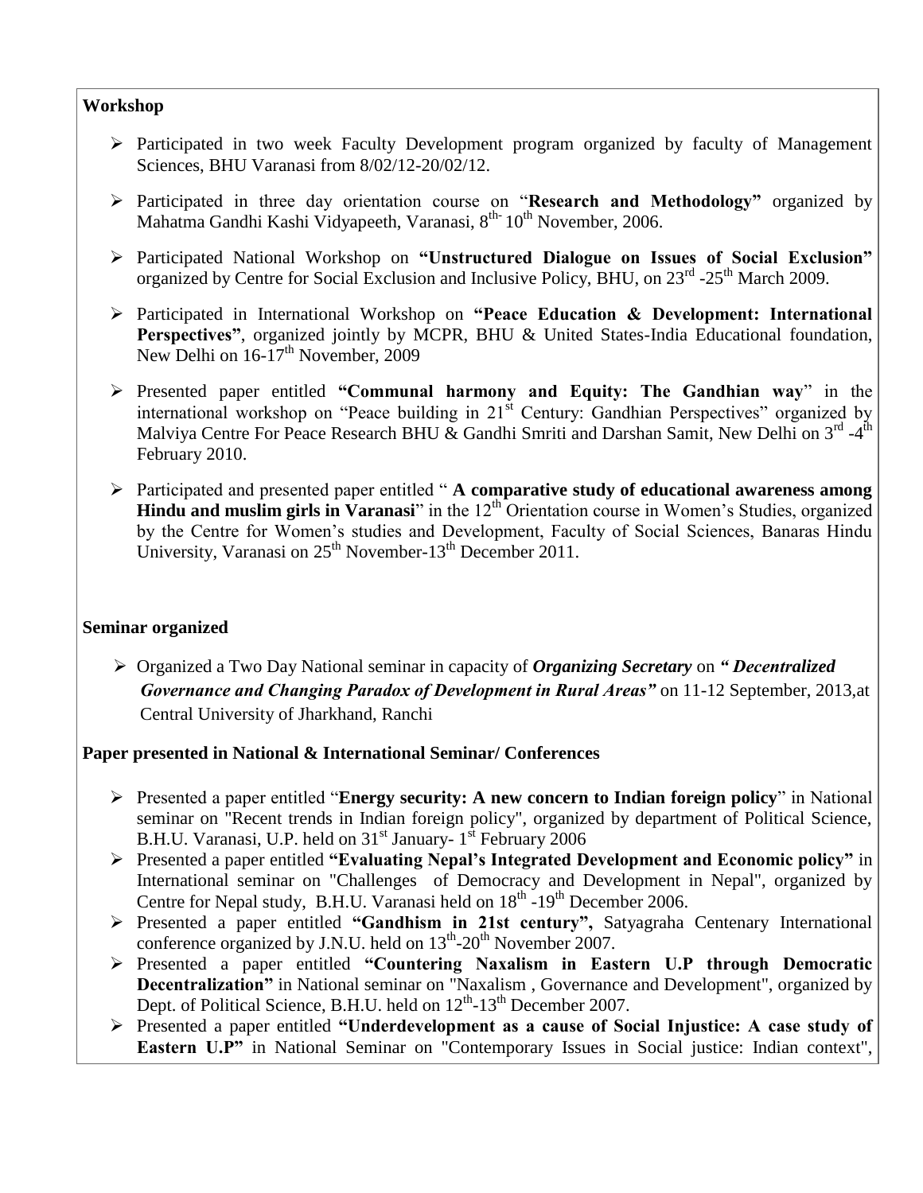**Workshop**

- Participated in two week Faculty Development program organized by faculty of Management Sciences, BHU Varanasi from 8/02/12-20/02/12.
- Participated in three day orientation course on "**Research and Methodology"** organized by Mahatma Gandhi Kashi Vidyapeeth, Varanasi, 8th- 10th November, 2006.
- Participated National Workshop on **"Unstructured Dialogue on Issues of Social Exclusion"** organized by Centre for Social Exclusion and Inclusive Policy, BHU, on 23rd -25th March 2009.
- Participated in International Workshop on **"Peace Education & Development: International Perspectives"**, organized jointly by MCPR, BHU & United States-India Educational foundation, New Delhi on 16-17th November, 2009
- Presented paper entitled **"Communal harmony and Equity: The Gandhian way**" in the international workshop on "Peace building in 21st Century: Gandhian Perspectives" organized by Malviya Centre For Peace Research BHU & Gandhi Smriti and Darshan Samit, New Delhi on 3rd -4th February 2010.
- Participated and presented paper entitled " **A comparative study of educational awareness among Hindu and muslim girls in Varanasi**" in the 12th Orientation course in Women's Studies, organized by the Centre for Women's studies and Development, Faculty of Social Sciences, Banaras Hindu University, Varanasi on 25th November-13th December 2011.

**Seminar organized**

- Organized a Two Day National seminar in capacity of ***Organizing Secretary*** on ***" Decentralized Governance and Changing Paradox of Development in Rural Areas"*** on 11-12 September, 2013,at Central University of Jharkhand, Ranchi

**Paper presented in National & International Seminar/ Conferences**

- Presented a paper entitled "**Energy security: A new concern to Indian foreign policy**" in National seminar on "Recent trends in Indian foreign policy", organized by department of Political Science, B.H.U. Varanasi, U.P. held on 31st January- 1st February 2006
- Presented a paper entitled **"Evaluating Nepal's Integrated Development and Economic policy"** in International seminar on "Challenges of Democracy and Development in Nepal", organized by Centre for Nepal study, B.H.U. Varanasi held on 18th -19th December 2006.
- Presented a paper entitled **"Gandhism in 21st century",** Satyagraha Centenary International conference organized by J.N.U. held on 13th-20th November 2007.
- Presented a paper entitled **"Countering Naxalism in Eastern U.P through Democratic Decentralization"** in National seminar on "Naxalism , Governance and Development", organized by Dept. of Political Science, B.H.U. held on 12th-13th December 2007.
- Presented a paper entitled **"Underdevelopment as a cause of Social Injustice: A case study of Eastern U.P"** in National Seminar on "Contemporary Issues in Social justice: Indian context",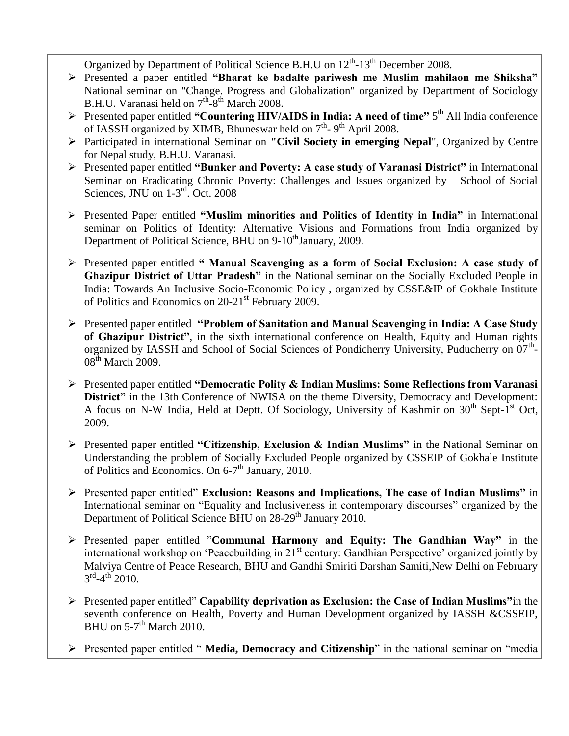Organized by Department of Political Science B.H.U on 12th-13th December 2008.

- Presented a paper entitled **"Bharat ke badalte pariwesh me Muslim mahilaon me Shiksha"** National seminar on "Change. Progress and Globalization" organized by Department of Sociology B.H.U. Varanasi held on 7th-8th March 2008.
- Presented paper entitled **"Countering HIV/AIDS in India: A need of time"** 5th All India conference of IASSH organized by XIMB, Bhuneswar held on 7th- 9th April 2008.
- Participated in international Seminar on **"Civil Society in emerging Nepal"**, Organized by Centre for Nepal study, B.H.U. Varanasi.
- Presented paper entitled **"Bunker and Poverty: A case study of Varanasi District"** in International Seminar on Eradicating Chronic Poverty: Challenges and Issues organized by School of Social Sciences, JNU on 1-3rd. Oct. 2008
- Presented Paper entitled **"Muslim minorities and Politics of Identity in India"** in International seminar on Politics of Identity: Alternative Visions and Formations from India organized by Department of Political Science, BHU on 9-10th January, 2009.
- Presented paper entitled **" Manual Scavenging as a form of Social Exclusion: A case study of Ghazipur District of Uttar Pradesh"** in the National seminar on the Socially Excluded People in India: Towards An Inclusive Socio-Economic Policy , organized by CSSE&IP of Gokhale Institute of Politics and Economics on 20-21st February 2009.
- Presented paper entitled **"Problem of Sanitation and Manual Scavenging in India: A Case Study of Ghazipur District"**, in the sixth international conference on Health, Equity and Human rights organized by IASSH and School of Social Sciences of Pondicherry University, Puducherry on 07th-08th March 2009.
- Presented paper entitled **"Democratic Polity & Indian Muslims: Some Reflections from Varanasi District"** in the 13th Conference of NWISA on the theme Diversity, Democracy and Development: A focus on N-W India, Held at Deptt. Of Sociology, University of Kashmir on 30th Sept-1st Oct, 2009.
- Presented paper entitled **"Citizenship, Exclusion & Indian Muslims" i**n the National Seminar on Understanding the problem of Socially Excluded People organized by CSSEIP of Gokhale Institute of Politics and Economics. On 6-7th January, 2010.
- Presented paper entitled" **Exclusion: Reasons and Implications, The case of Indian Muslims"** in International seminar on "Equality and Inclusiveness in contemporary discourses" organized by the Department of Political Science BHU on 28-29th January 2010.
- Presented paper entitled "**Communal Harmony and Equity: The Gandhian Way"** in the international workshop on 'Peacebuilding in 21st century: Gandhian Perspective' organized jointly by Malviya Centre of Peace Research, BHU and Gandhi Smiriti Darshan Samiti,New Delhi on February 3rd-4th 2010.
- Presented paper entitled" **Capability deprivation as Exclusion: the Case of Indian Muslims"**in the seventh conference on Health, Poverty and Human Development organized by IASSH &CSSEIP, BHU on 5-7th March 2010.
- Presented paper entitled " **Media, Democracy and Citizenship**" in the national seminar on "media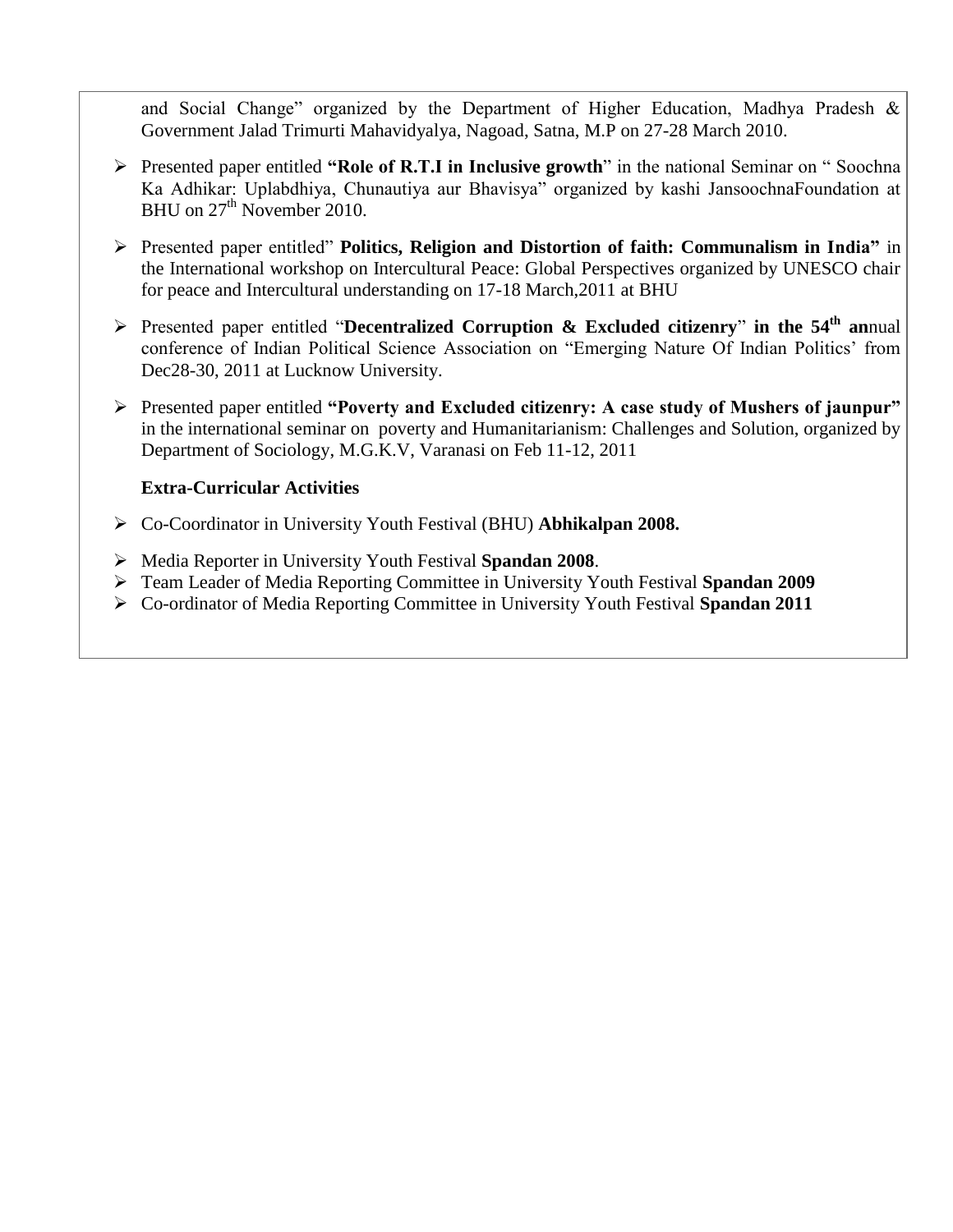and Social Change" organized by the Department of Higher Education, Madhya Pradesh & Government Jalad Trimurti Mahavidyalya, Nagoad, Satna, M.P on 27-28 March 2010.

- Presented paper entitled **"Role of R.T.I in Inclusive growth**" in the national Seminar on " Soochna Ka Adhikar: Uplabdhiya, Chunautiya aur Bhavisya" organized by kashi JansoochnaFoundation at BHU on 27th November 2010.
- Presented paper entitled" **Politics, Religion and Distortion of faith: Communalism in India"** in the International workshop on Intercultural Peace: Global Perspectives organized by UNESCO chair for peace and Intercultural understanding on 17-18 March,2011 at BHU
- Presented paper entitled "**Decentralized Corruption & Excluded citizenry**" **in the 54th an**nual conference of Indian Political Science Association on "Emerging Nature Of Indian Politics' from Dec28-30, 2011 at Lucknow University.
- Presented paper entitled **"Poverty and Excluded citizenry: A case study of Mushers of jaunpur"** in the international seminar on poverty and Humanitarianism: Challenges and Solution, organized by Department of Sociology, M.G.K.V, Varanasi on Feb 11-12, 2011

**Extra-Curricular Activities**

- Co-Coordinator in University Youth Festival (BHU) **Abhikalpan 2008.**
- Media Reporter in University Youth Festival **Spandan 2008**.
- Team Leader of Media Reporting Committee in University Youth Festival **Spandan 2009**
- Co-ordinator of Media Reporting Committee in University Youth Festival **Spandan 2011**